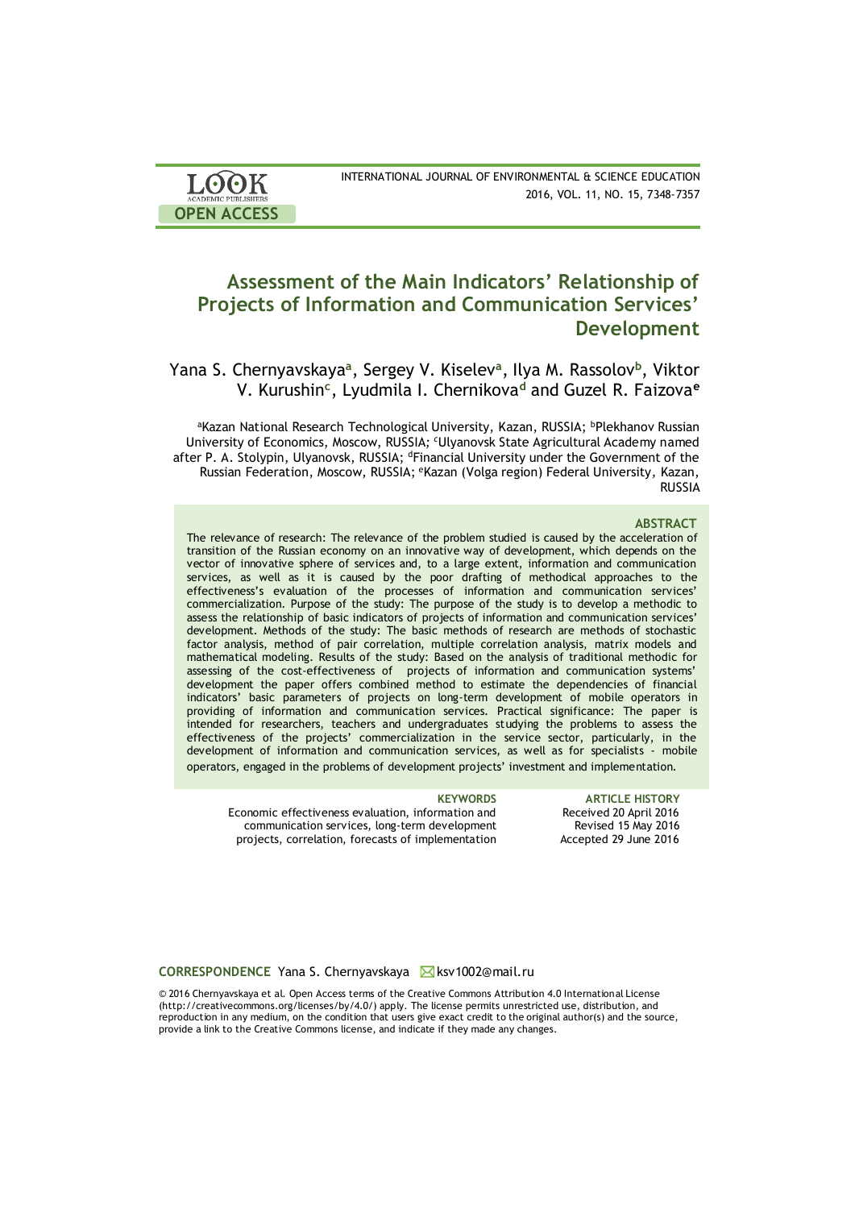# Assessment of the Main Indicators' Relationship of Projects of Information and Communication Services' Development

Yana S. Chernyavskaya[a], Sergey V. Kiselev[a], Ilya M. Rassolov[b], Viktor V. Kurushin[c], Lyudmila I. Chernikova[d] and Guzel R. Faizova[e]

[a]Kazan National Research Technological University, Kazan, RUSSIA; [b]Plekhanov Russian University of Economics, Moscow, RUSSIA; [c]Ulyanovsk State Agricultural Academy named after P. A. Stolypin, Ulyanovsk, RUSSIA; [d]Financial University under the Government of the Russian Federation, Moscow, RUSSIA; [e]Kazan (Volga region) Federal University, Kazan, RUSSIA

## ABSTRACT

The relevance of research: The relevance of the problem studied is caused by the acceleration of transition of the Russian economy on an innovative way of development, which depends on the vector of innovative sphere of services and, to a large extent, information and communication services, as well as it is caused by the poor drafting of methodical approaches to the effectiveness's evaluation of the processes of information and communication services' commercialization. Purpose of the study: The purpose of the study is to develop a methodic to assess the relationship of basic indicators of projects of information and communication services' development. Methods of the study: The basic methods of research are methods of stochastic factor analysis, method of pair correlation, multiple correlation analysis, matrix models and mathematical modeling. Results of the study: Based on the analysis of traditional methodic for assessing of the cost-effectiveness of projects of information and communication systems' development the paper offers combined method to estimate the dependencies of financial indicators' basic parameters of projects on long-term development of mobile operators in providing of information and communication services. Practical significance: The paper is intended for researchers, teachers and undergraduates studying the problems to assess the effectiveness of the projects' commercialization in the service sector, particularly, in the development of information and communication services, as well as for specialists - mobile operators, engaged in the problems of development projects' investment and implementation.

**KEYWORDS**

Economic effectiveness evaluation, information and communication services, long-term development projects, correlation, forecasts of implementation

**ARTICLE HISTORY**

Received 20 April 2016
Revised 15 May 2016
Accepted 29 June 2016

**CORRESPONDENCE** Yana S. Chernyavskaya ksv1002@mail.ru

© 2016 Chernyavskaya et al. Open Access terms of the Creative Commons Attribution 4.0 International License (http://creativecommons.org/licenses/by/4.0/) apply. The license permits unrestricted use, distribution, and reproduction in any medium, on the condition that users give exact credit to the original author(s) and the source, provide a link to the Creative Commons license, and indicate if they made any changes.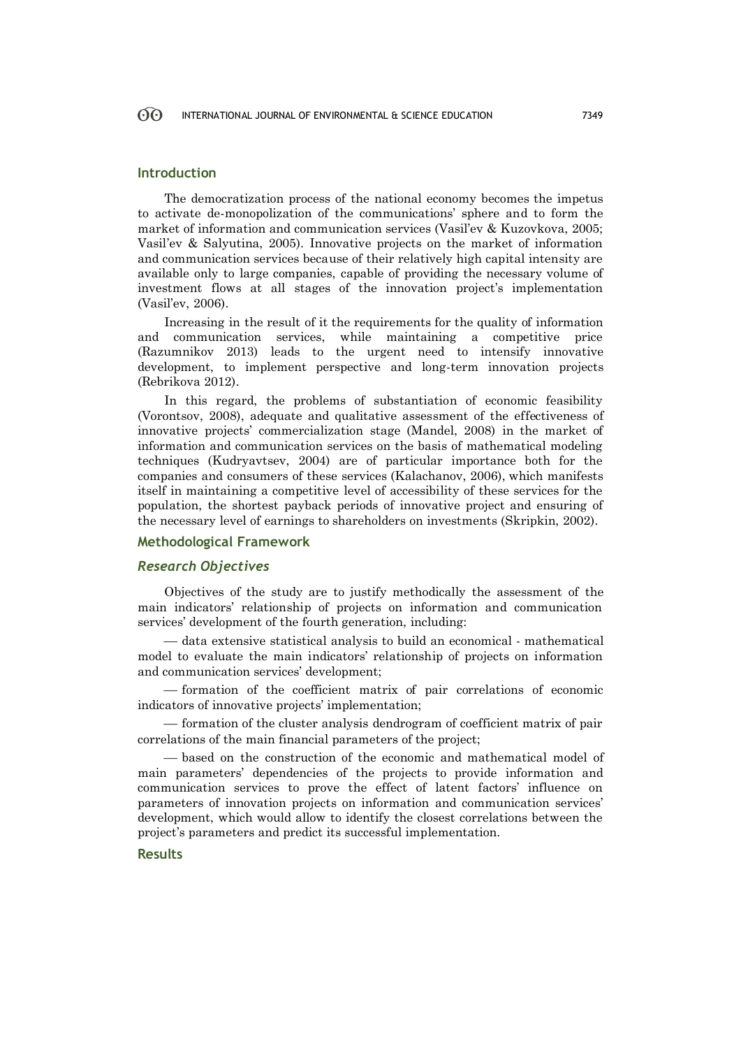## Introduction

The democratization process of the national economy becomes the impetus to activate de-monopolization of the communications' sphere and to form the market of information and communication services (Vasil'ev & Kuzovkova, 2005; Vasil'ev & Salyutina, 2005). Innovative projects on the market of information and communication services because of their relatively high capital intensity are available only to large companies, capable of providing the necessary volume of investment flows at all stages of the innovation project's implementation (Vasil'ev, 2006).

Increasing in the result of it the requirements for the quality of information and communication services, while maintaining a competitive price (Razumnikov 2013) leads to the urgent need to intensify innovative development, to implement perspective and long-term innovation projects (Rebrikova 2012).

In this regard, the problems of substantiation of economic feasibility (Vorontsov, 2008), adequate and qualitative assessment of the effectiveness of innovative projects' commercialization stage (Mandel, 2008) in the market of information and communication services on the basis of mathematical modeling techniques (Kudryavtsev, 2004) are of particular importance both for the companies and consumers of these services (Kalachanov, 2006), which manifests itself in maintaining a competitive level of accessibility of these services for the population, the shortest payback periods of innovative project and ensuring of the necessary level of earnings to shareholders on investments (Skripkin, 2002).

## Methodological Framework

### *Research Objectives*

Objectives of the study are to justify methodically the assessment of the main indicators' relationship of projects on information and communication services' development of the fourth generation, including:

— data extensive statistical analysis to build an economical - mathematical model to evaluate the main indicators' relationship of projects on information and communication services' development;

— formation of the coefficient matrix of pair correlations of economic indicators of innovative projects' implementation;

— formation of the cluster analysis dendrogram of coefficient matrix of pair correlations of the main financial parameters of the project;

— based on the construction of the economic and mathematical model of main parameters' dependencies of the projects to provide information and communication services to prove the effect of latent factors' influence on parameters of innovation projects on information and communication services' development, which would allow to identify the closest correlations between the project's parameters and predict its successful implementation.

## Results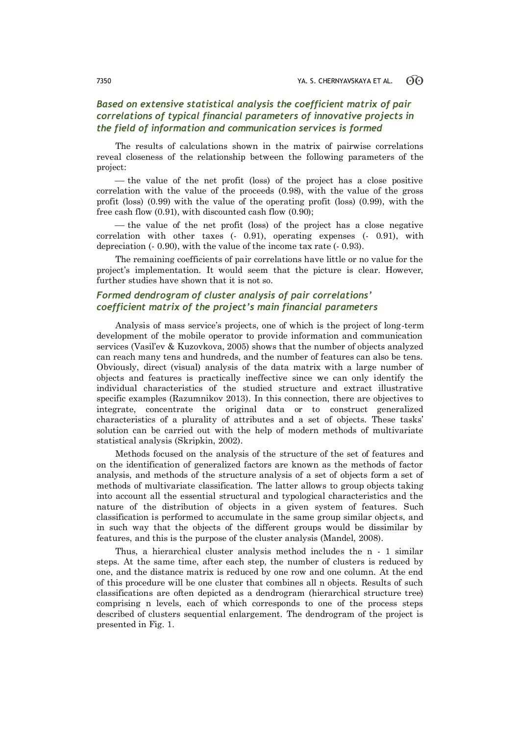### *Based on extensive statistical analysis the coefficient matrix of pair correlations of typical financial parameters of innovative projects in the field of information and communication services is formed*

The results of calculations shown in the matrix of pairwise correlations reveal closeness of the relationship between the following parameters of the project:

— the value of the net profit (loss) of the project has a close positive correlation with the value of the proceeds (0.98), with the value of the gross profit (loss) (0.99) with the value of the operating profit (loss) (0.99), with the free cash flow (0.91), with discounted cash flow (0.90);

— the value of the net profit (loss) of the project has a close negative correlation with other taxes (- 0.91), operating expenses (- 0.91), with depreciation (- 0.90), with the value of the income tax rate (- 0.93).

The remaining coefficients of pair correlations have little or no value for the project's implementation. It would seem that the picture is clear. However, further studies have shown that it is not so.

### *Formed dendrogram of cluster analysis of pair correlations' coefficient matrix of the project's main financial parameters*

Analysis of mass service's projects, one of which is the project of long-term development of the mobile operator to provide information and communication services (Vasil'ev & Kuzovkova, 2005) shows that the number of objects analyzed can reach many tens and hundreds, and the number of features can also be tens. Obviously, direct (visual) analysis of the data matrix with a large number of objects and features is practically ineffective since we can only identify the individual characteristics of the studied structure and extract illustrative specific examples (Razumnikov 2013). In this connection, there are objectives to integrate, concentrate the original data or to construct generalized characteristics of a plurality of attributes and a set of objects. These tasks' solution can be carried out with the help of modern methods of multivariate statistical analysis (Skripkin, 2002).

Methods focused on the analysis of the structure of the set of features and on the identification of generalized factors are known as the methods of factor analysis, and methods of the structure analysis of a set of objects form a set of methods of multivariate classification. The latter allows to group objects taking into account all the essential structural and typological characteristics and the nature of the distribution of objects in a given system of features. Such classification is performed to accumulate in the same group similar objects, and in such way that the objects of the different groups would be dissimilar by features, and this is the purpose of the cluster analysis (Mandel, 2008).

Thus, a hierarchical cluster analysis method includes the n - 1 similar steps. At the same time, after each step, the number of clusters is reduced by one, and the distance matrix is reduced by one row and one column. At the end of this procedure will be one cluster that combines all n objects. Results of such classifications are often depicted as a dendrogram (hierarchical structure tree) comprising n levels, each of which corresponds to one of the process steps described of clusters sequential enlargement. The dendrogram of the project is presented in Fig. 1.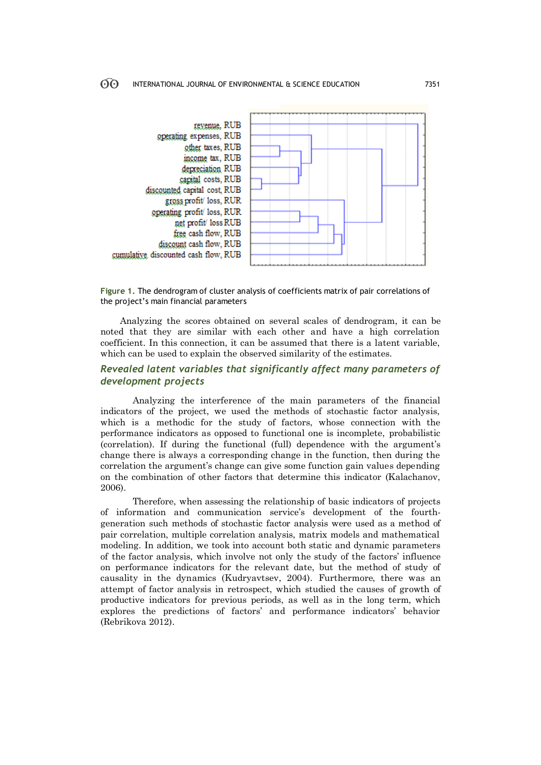revenue, RUB
operating expenses, RUB
other taxes, RUB
income tax, RUB
depreciation RUB
capital costs, RUB
discounted capital cost, RUB
gross profit/ loss, RUR
operating profit/ loss, RUR
net profit/ loss RUB
free cash flow, RUB
discount cash flow, RUB
cumulative discounted cash flow, RUB

**Figure 1.** The dendrogram of cluster analysis of coefficients matrix of pair correlations of the project's main financial parameters

Analyzing the scores obtained on several scales of dendrogram, it can be noted that they are similar with each other and have a high correlation coefficient. In this connection, it can be assumed that there is a latent variable, which can be used to explain the observed similarity of the estimates.

## *Revealed latent variables that significantly affect many parameters of development projects*

Analyzing the interference of the main parameters of the financial indicators of the project, we used the methods of stochastic factor analysis, which is a methodic for the study of factors, whose connection with the performance indicators as opposed to functional one is incomplete, probabilistic (correlation). If during the functional (full) dependence with the argument's change there is always a corresponding change in the function, then during the correlation the argument's change can give some function gain values depending on the combination of other factors that determine this indicator (Kalachanov, 2006).

Therefore, when assessing the relationship of basic indicators of projects of information and communication service's development of the fourth-generation such methods of stochastic factor analysis were used as a method of pair correlation, multiple correlation analysis, matrix models and mathematical modeling. In addition, we took into account both static and dynamic parameters of the factor analysis, which involve not only the study of the factors' influence on performance indicators for the relevant date, but the method of study of causality in the dynamics (Kudryavtsev, 2004). Furthermore, there was an attempt of factor analysis in retrospect, which studied the causes of growth of productive indicators for previous periods, as well as in the long term, which explores the predictions of factors' and performance indicators' behavior (Rebrikova 2012).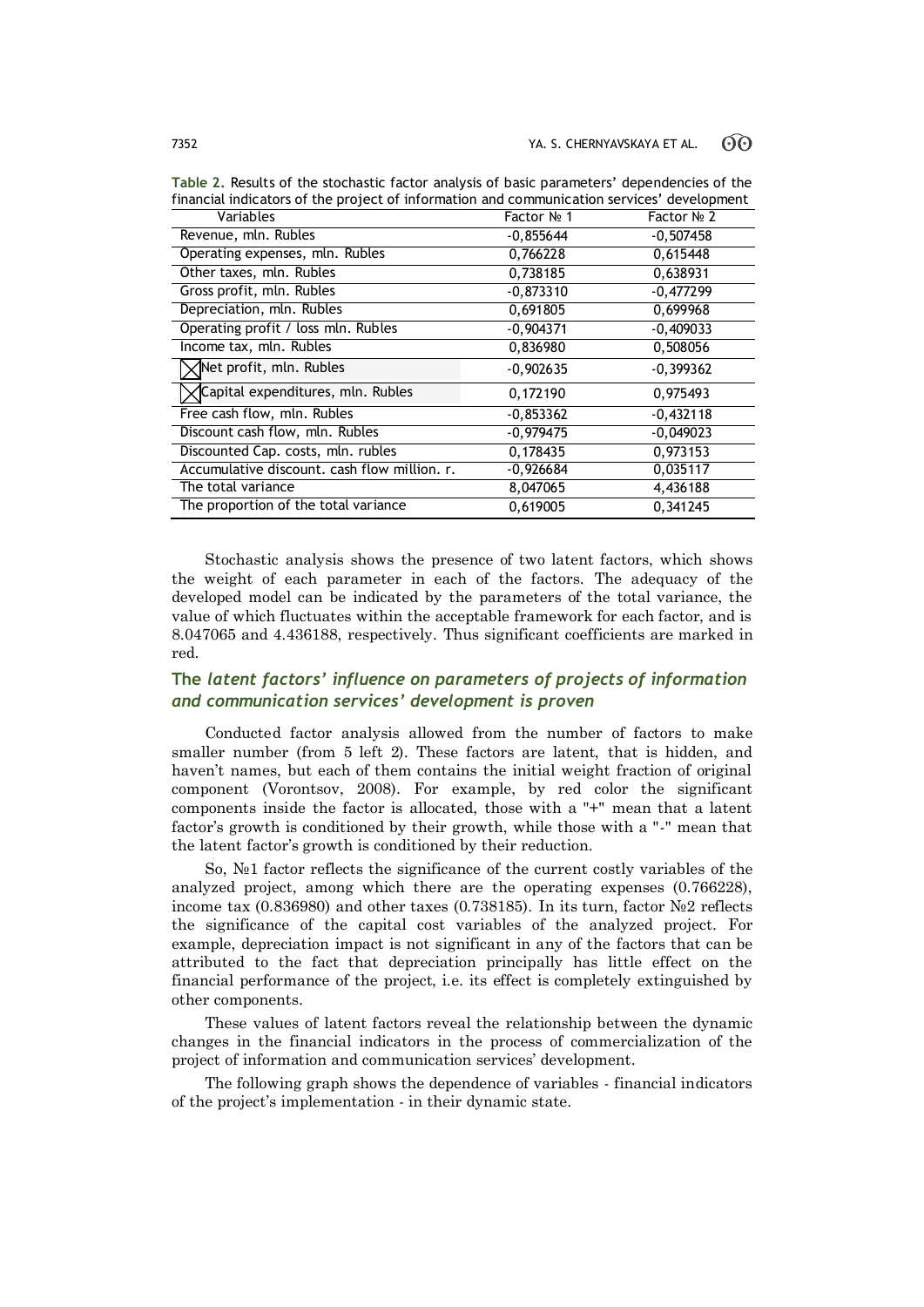**Table 2.** Results of the stochastic factor analysis of basic parameters' dependencies of the financial indicators of the project of information and communication services' development

| Variables | Factor № 1 | Factor № 2 |
|---|---|---|
| Revenue, mln. Rubles | -0,855644 | -0,507458 |
| Operating expenses, mln. Rubles | 0,766228 | 0,615448 |
| Other taxes, mln. Rubles | 0,738185 | 0,638931 |
| Gross profit, mln. Rubles | -0,873310 | -0,477299 |
| Depreciation, mln. Rubles | 0,691805 | 0,699968 |
| Operating profit / loss mln. Rubles | -0,904371 | -0,409033 |
| Income tax, mln. Rubles | 0,836980 | 0,508056 |
| Net profit, mln. Rubles | -0,902635 | -0,399362 |
| Capital expenditures, mln. Rubles | 0,172190 | 0,975493 |
| Free cash flow, mln. Rubles | -0,853362 | -0,432118 |
| Discount cash flow, mln. Rubles | -0,979475 | -0,049023 |
| Discounted Cap. costs, mln. rubles | 0,178435 | 0,973153 |
| Accumulative discount. cash flow million. r. | -0,926684 | 0,035117 |
| The total variance | 8,047065 | 4,436188 |
| The proportion of the total variance | 0,619005 | 0,341245 |

Stochastic analysis shows the presence of two latent factors, which shows the weight of each parameter in each of the factors. The adequacy of the developed model can be indicated by the parameters of the total variance, the value of which fluctuates within the acceptable framework for each factor, and is 8.047065 and 4.436188, respectively. Thus significant coefficients are marked in red.

## The *latent factors' influence on parameters of projects of information and communication services' development is proven*

Conducted factor analysis allowed from the number of factors to make smaller number (from 5 left 2). These factors are latent, that is hidden, and haven't names, but each of them contains the initial weight fraction of original component (Vorontsov, 2008). For example, by red color the significant components inside the factor is allocated, those with a "+" mean that a latent factor's growth is conditioned by their growth, while those with a "-" mean that the latent factor's growth is conditioned by their reduction.

So, №1 factor reflects the significance of the current costly variables of the analyzed project, among which there are the operating expenses (0.766228), income tax (0.836980) and other taxes (0.738185). In its turn, factor №2 reflects the significance of the capital cost variables of the analyzed project. For example, depreciation impact is not significant in any of the factors that can be attributed to the fact that depreciation principally has little effect on the financial performance of the project, i.e. its effect is completely extinguished by other components.

These values of latent factors reveal the relationship between the dynamic changes in the financial indicators in the process of commercialization of the project of information and communication services' development.

The following graph shows the dependence of variables - financial indicators of the project's implementation - in their dynamic state.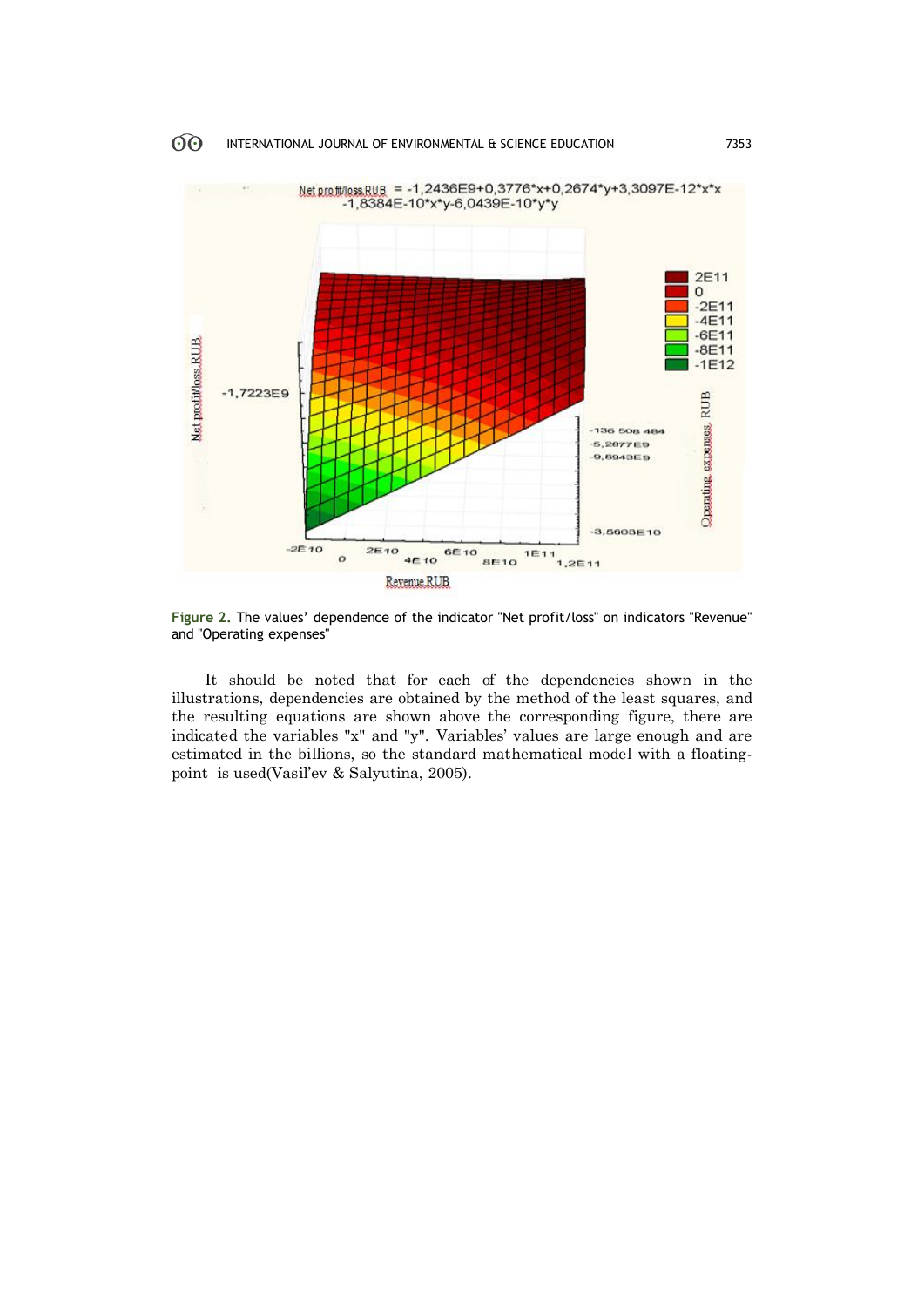Figure 2. The values' dependence of the indicator "Net profit/loss" on indicators "Revenue" and "Operating expenses"

It should be noted that for each of the dependencies shown in the illustrations, dependencies are obtained by the method of the least squares, and the resulting equations are shown above the corresponding figure, there are indicated the variables "x" and "y". Variables' values are large enough and are estimated in the billions, so the standard mathematical model with a floating-point is used(Vasil'ev & Salyutina, 2005).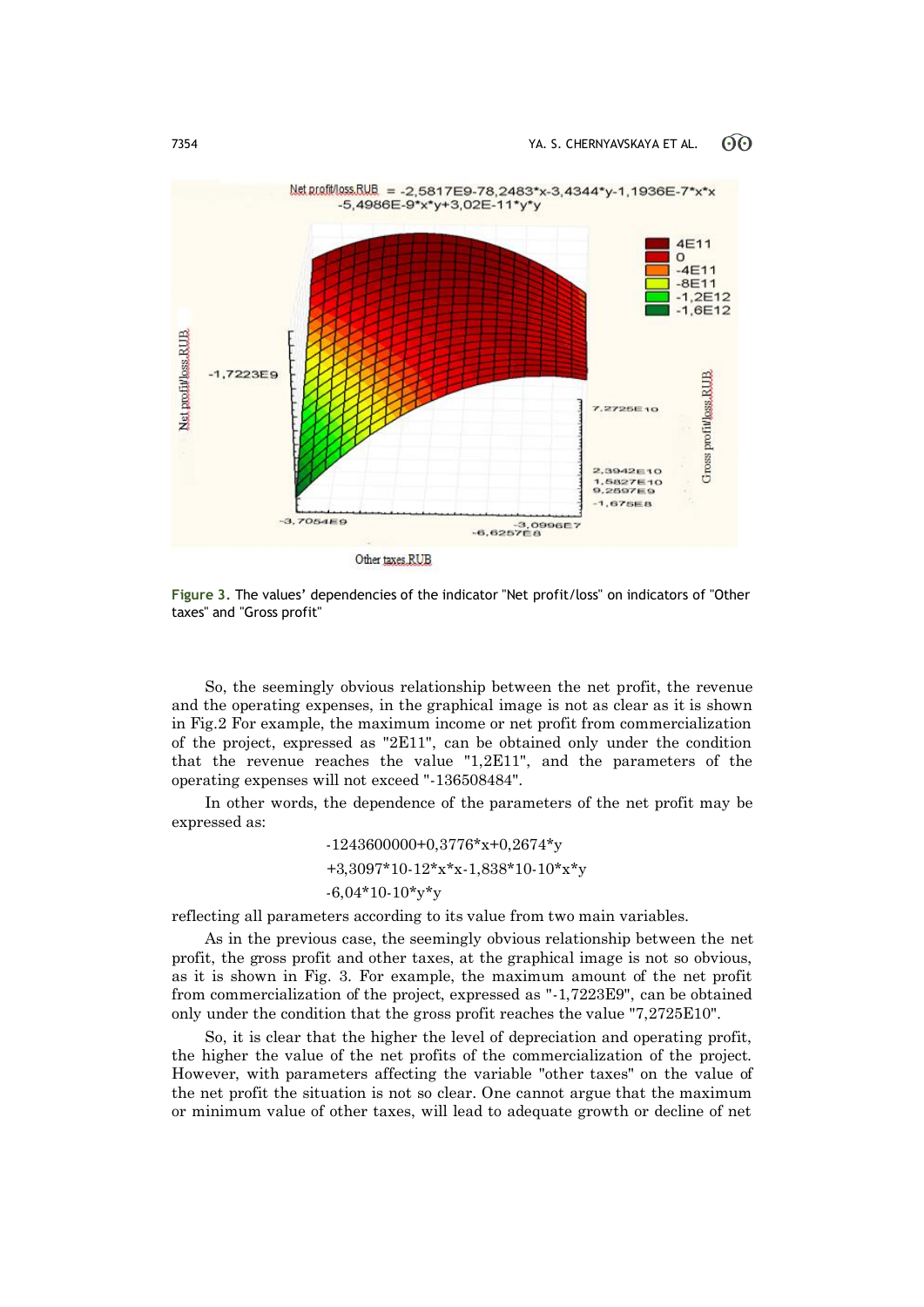Figure 3. The values' dependencies of the indicator "Net profit/loss" on indicators of "Other taxes" and "Gross profit"

So, the seemingly obvious relationship between the net profit, the revenue and the operating expenses, in the graphical image is not as clear as it is shown in Fig.2 For example, the maximum income or net profit from commercialization of the project, expressed as "2E11", can be obtained only under the condition that the revenue reaches the value "1,2E11", and the parameters of the operating expenses will not exceed "-136508484".

In other words, the dependence of the parameters of the net profit may be expressed as:

$$
\begin{aligned}
&-1243600000+0{,}3776*x+0{,}2674*y \\
&+3{,}3097*10\text{-}12*x*x-1{,}838*10\text{-}10*x*y \\
&-6{,}04*10\text{-}10*y*y
\end{aligned}
$$

reflecting all parameters according to its value from two main variables.

As in the previous case, the seemingly obvious relationship between the net profit, the gross profit and other taxes, at the graphical image is not so obvious, as it is shown in Fig. 3. For example, the maximum amount of the net profit from commercialization of the project, expressed as "-1,7223E9", can be obtained only under the condition that the gross profit reaches the value "7,2725E10".

So, it is clear that the higher the level of depreciation and operating profit, the higher the value of the net profits of the commercialization of the project. However, with parameters affecting the variable "other taxes" on the value of the net profit the situation is not so clear. One cannot argue that the maximum or minimum value of other taxes, will lead to adequate growth or decline of net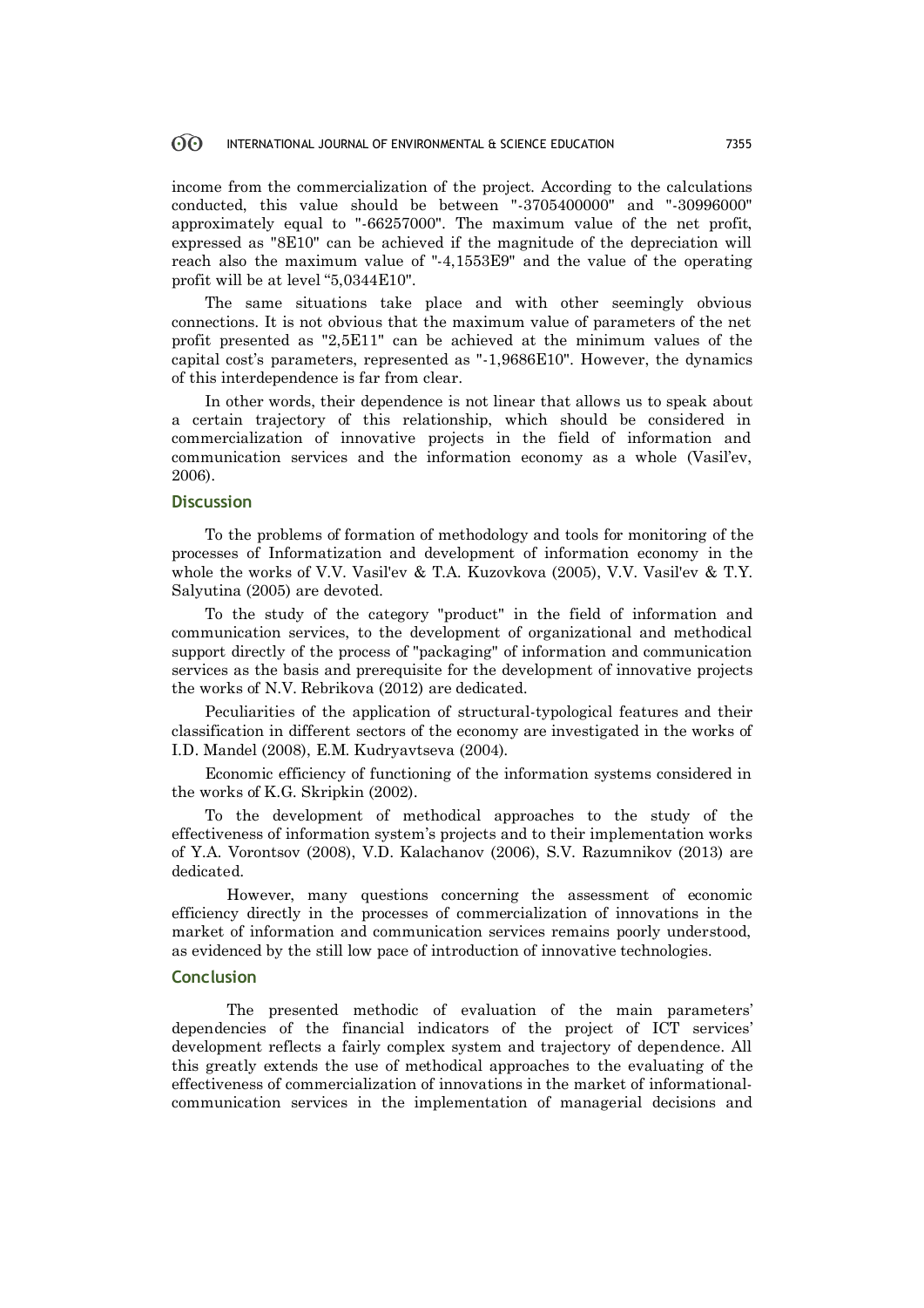income from the commercialization of the project. According to the calculations conducted, this value should be between "-3705400000" and "-30996000" approximately equal to "-66257000". The maximum value of the net profit, expressed as "8E10" can be achieved if the magnitude of the depreciation will reach also the maximum value of "-4,1553E9" and the value of the operating profit will be at level "5,0344E10".

The same situations take place and with other seemingly obvious connections. It is not obvious that the maximum value of parameters of the net profit presented as "2,5E11" can be achieved at the minimum values of the capital cost's parameters, represented as "-1,9686E10". However, the dynamics of this interdependence is far from clear.

In other words, their dependence is not linear that allows us to speak about a certain trajectory of this relationship, which should be considered in commercialization of innovative projects in the field of information and communication services and the information economy as a whole (Vasil'ev, 2006).

## Discussion

To the problems of formation of methodology and tools for monitoring of the processes of Informatization and development of information economy in the whole the works of V.V. Vasil'ev & T.A. Kuzovkova (2005), V.V. Vasil'ev & T.Y. Salyutina (2005) are devoted.

To the study of the category "product" in the field of information and communication services, to the development of organizational and methodical support directly of the process of "packaging" of information and communication services as the basis and prerequisite for the development of innovative projects the works of N.V. Rebrikova (2012) are dedicated.

Peculiarities of the application of structural-typological features and their classification in different sectors of the economy are investigated in the works of I.D. Mandel (2008), E.M. Kudryavtseva (2004).

Economic efficiency of functioning of the information systems considered in the works of K.G. Skripkin (2002).

To the development of methodical approaches to the study of the effectiveness of information system's projects and to their implementation works of Y.A. Vorontsov (2008), V.D. Kalachanov (2006), S.V. Razumnikov (2013) are dedicated.

However, many questions concerning the assessment of economic efficiency directly in the processes of commercialization of innovations in the market of information and communication services remains poorly understood, as evidenced by the still low pace of introduction of innovative technologies.

## Conclusion

The presented methodic of evaluation of the main parameters' dependencies of the financial indicators of the project of ICT services' development reflects a fairly complex system and trajectory of dependence. All this greatly extends the use of methodical approaches to the evaluating of the effectiveness of commercialization of innovations in the market of informational-communication services in the implementation of managerial decisions and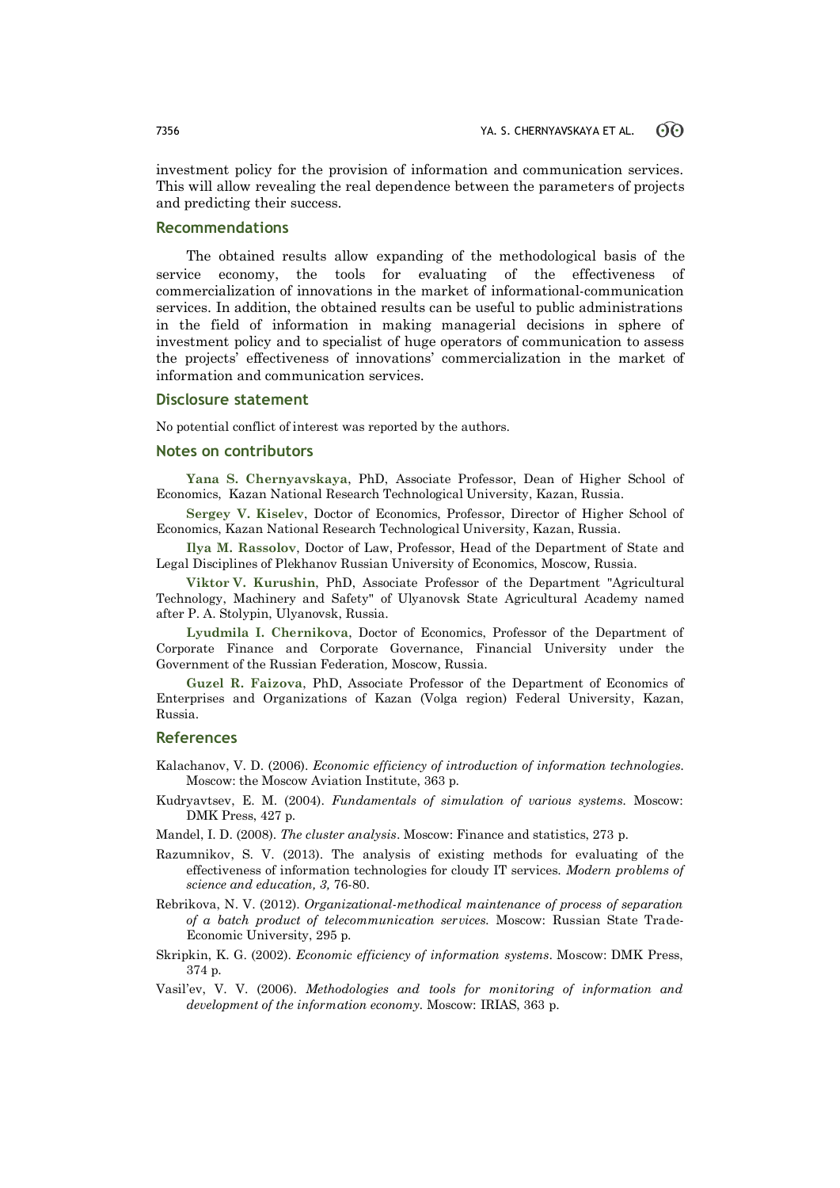investment policy for the provision of information and communication services. This will allow revealing the real dependence between the parameters of projects and predicting their success.

## Recommendations

The obtained results allow expanding of the methodological basis of the service economy, the tools for evaluating of the effectiveness of commercialization of innovations in the market of informational-communication services. In addition, the obtained results can be useful to public administrations in the field of information in making managerial decisions in sphere of investment policy and to specialist of huge operators of communication to assess the projects' effectiveness of innovations' commercialization in the market of information and communication services.

## Disclosure statement

No potential conflict of interest was reported by the authors.

## Notes on contributors

**Yana S. Chernyavskaya**, PhD, Associate Professor, Dean of Higher School of Economics, Kazan National Research Technological University, Kazan, Russia.

**Sergey V. Kiselev**, Doctor of Economics, Professor, Director of Higher School of Economics, Kazan National Research Technological University, Kazan, Russia.

**Ilya M. Rassolov**, Doctor of Law, Professor, Head of the Department of State and Legal Disciplines of Plekhanov Russian University of Economics, Moscow, Russia.

**Viktor V. Kurushin**, PhD, Associate Professor of the Department "Agricultural Technology, Machinery and Safety" of Ulyanovsk State Agricultural Academy named after P. A. Stolypin, Ulyanovsk, Russia.

**Lyudmila I. Chernikova**, Doctor of Economics, Professor of the Department of Corporate Finance and Corporate Governance, Financial University under the Government of the Russian Federation, Moscow, Russia.

**Guzel R. Faizova**, PhD, Associate Professor of the Department of Economics of Enterprises and Organizations of Kazan (Volga region) Federal University, Kazan, Russia.

## References

Kalachanov, V. D. (2006). *Economic efficiency of introduction of information technologies*. Moscow: the Moscow Aviation Institute, 363 p.

Kudryavtsev, E. M. (2004). *Fundamentals of simulation of various systems*. Moscow: DMK Press, 427 p.

Mandel, I. D. (2008). *The cluster analysis*. Moscow: Finance and statistics, 273 p.

Razumnikov, S. V. (2013). The analysis of existing methods for evaluating of the effectiveness of information technologies for cloudy IT services. *Modern problems of science and education, 3,* 76-80.

Rebrikova, N. V. (2012). *Organizational-methodical maintenance of process of separation of a batch product of telecommunication services*. Moscow: Russian State Trade-Economic University, 295 p.

Skripkin, K. G. (2002). *Economic efficiency of information systems*. Moscow: DMK Press, 374 p.

Vasil'ev, V. V. (2006). *Methodologies and tools for monitoring of information and development of the information economy*. Moscow: IRIAS, 363 p.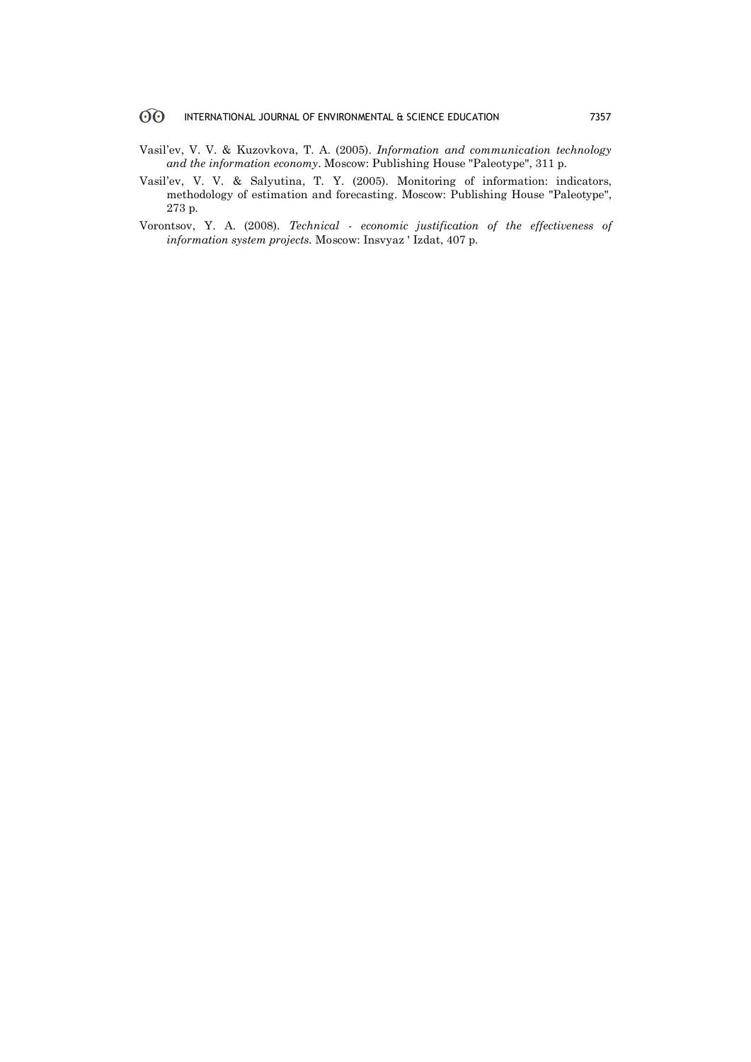Vasil'ev, V. V. & Kuzovkova, T. A. (2005). *Information and communication technology and the information economy*. Moscow: Publishing House "Paleotype", 311 p.

Vasil'ev, V. V. & Salyutina, T. Y. (2005). Monitoring of information: indicators, methodology of estimation and forecasting. Moscow: Publishing House "Paleotype", 273 p.

Vorontsov, Y. A. (2008). *Technical - economic justification of the effectiveness of information system projects*. Moscow: Insvyaz ' Izdat, 407 p.